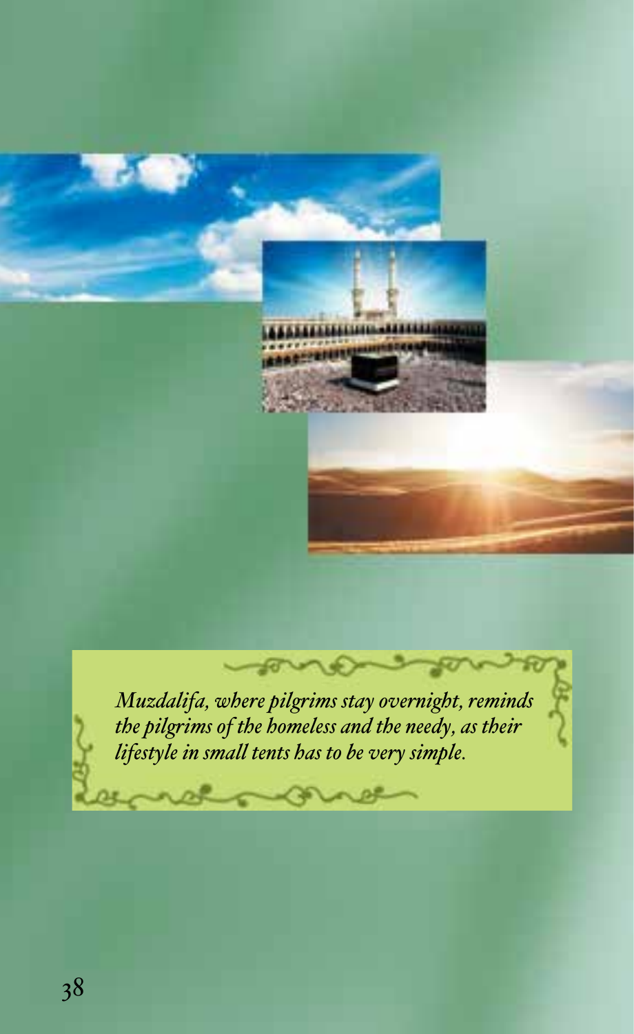*Muzdalifa, where pilgrims stay overnight, reminds the pilgrims of the homeless and the needy, as their lifestyle in small tents has to be very simple.*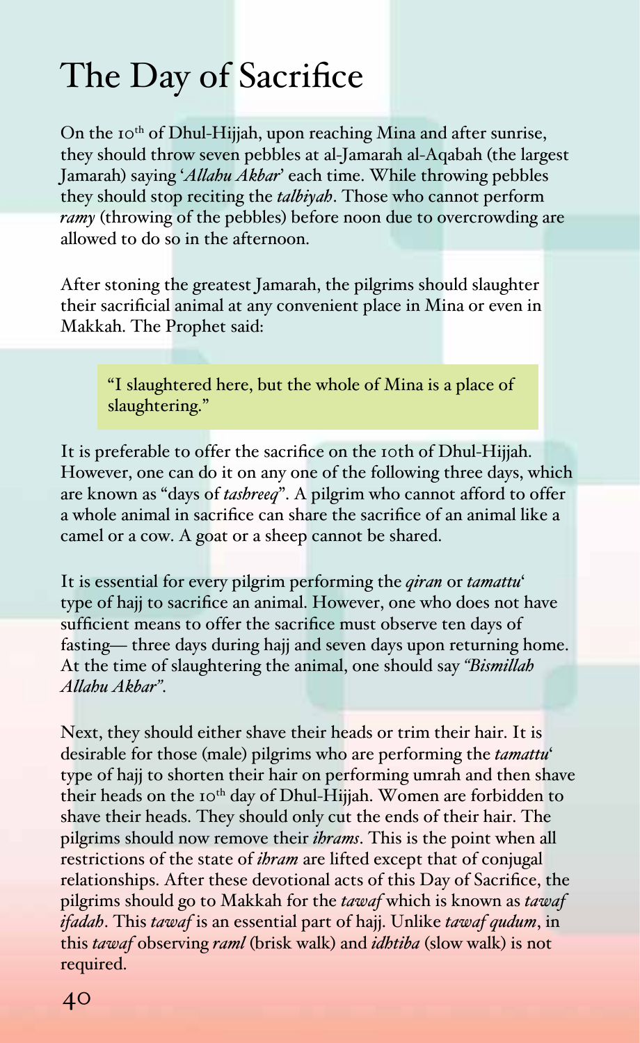# The Day of Sacrifice

On the 10th of Dhul-Hijjah, upon reaching Mina and after sunrise, they should throw seven pebbles at al-Jamarah al-Aqabah (the largest Jamarah) saying '*Allahu Akbar*' each time. While throwing pebbles they should stop reciting the *talbiyah*. Those who cannot perform *ramy* (throwing of the pebbles) before noon due to overcrowding are allowed to do so in the afternoon.

After stoning the greatest Jamarah, the pilgrims should slaughter their sacrificial animal at any convenient place in Mina or even in Makkah. The Prophet said:

> "I slaughtered here, but the whole of Mina is a place of slaughtering."

It is preferable to offer the sacrifice on the 10th of Dhul-Hijjah. However, one can do it on any one of the following three days, which are known as "days of *tashreeq*". A pilgrim who cannot afford to offer a whole animal in sacrifice can share the sacrifice of an animal like a camel or a cow. A goat or a sheep cannot be shared.

It is essential for every pilgrim performing the *qiran* or *tamattu*' type of hajj to sacrifice an animal. However, one who does not have sufficient means to offer the sacrifice must observe ten days of fasting— three days during hajj and seven days upon returning home. At the time of slaughtering the animal, one should say *"Bismillah Allahu Akbar"*.

Next, they should either shave their heads or trim their hair. It is desirable for those (male) pilgrims who are performing the *tamattu*' type of hajj to shorten their hair on performing umrah and then shave their heads on the 10th day of Dhul-Hijjah. Women are forbidden to shave their heads. They should only cut the ends of their hair. The pilgrims should now remove their *ihrams*. This is the point when all restrictions of the state of *ihram* are lifted except that of conjugal relationships. After these devotional acts of this Day of Sacrifice, the pilgrims should go to Makkah for the *tawaf* which is known as *tawaf ifadah*. This *tawaf* is an essential part of hajj. Unlike *tawaf qudum*, in this *tawaf* observing *raml* (brisk walk) and *idhtiba* (slow walk) is not required.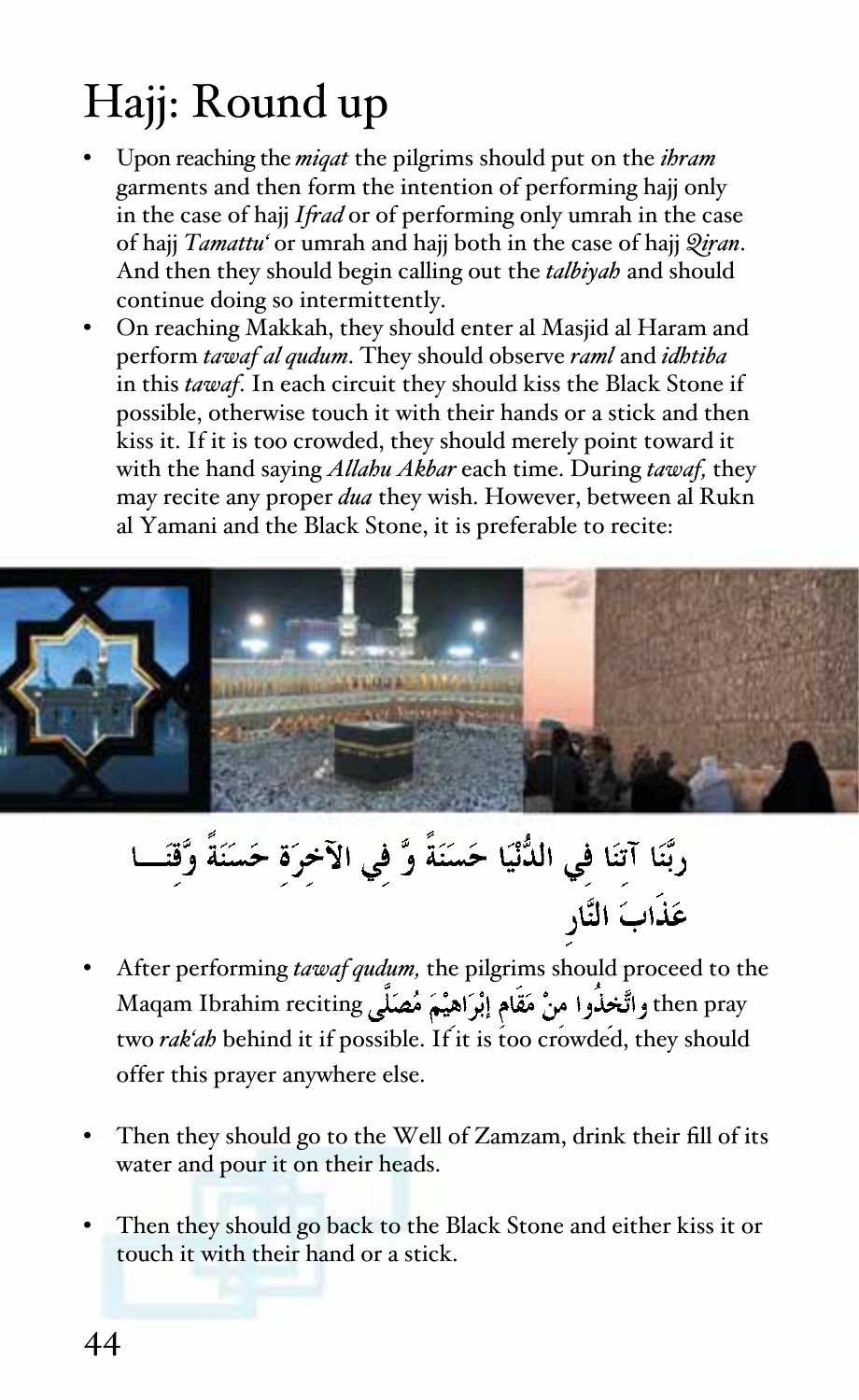# Hajj: Round up

- Upon reaching the *miqat* the pilgrims should put on the *ihram* garments and then form the intention of performing hajj only in the case of hajj *Ifrad* or of performing only umrah in the case of hajj *Tamattu'* or umrah and hajj both in the case of hajj *Qiran*. And then they should begin calling out the *talbiyah* and should continue doing so intermittently.
- On reaching Makkah, they should enter al Masjid al Haram and perform *tawaf al qudum*. They should observe *raml* and *idhtiba* in this *tawaf*. In each circuit they should kiss the Black Stone if possible, otherwise touch it with their hands or a stick and then kiss it. If it is too crowded, they should merely point toward it with the hand saying *Allahu Akbar* each time. During *tawaf,* they may recite any proper *dua* they wish. However, between al Rukn al Yamani and the Black Stone, it is preferable to recite:

رَبَّنَا آتِنَا فِي الدُّنْيَا حَسَنَةً وَّ فِي الآخِرَةِ حَسَنَةً وَّقِنَا عَذَابَ النَّارِ

- After performing *tawaf qudum,* the pilgrims should proceed to the Maqam Ibrahim reciting وَاتَّخِذُوا مِنْ مَقَامِ إِبْرَاهِيْمَ مُصَلًّى then pray two *rak'ah* behind it if possible. If it is too crowded, they should offer this prayer anywhere else.

- Then they should go to the Well of Zamzam, drink their fill of its water and pour it on their heads.

- Then they should go back to the Black Stone and either kiss it or touch it with their hand or a stick.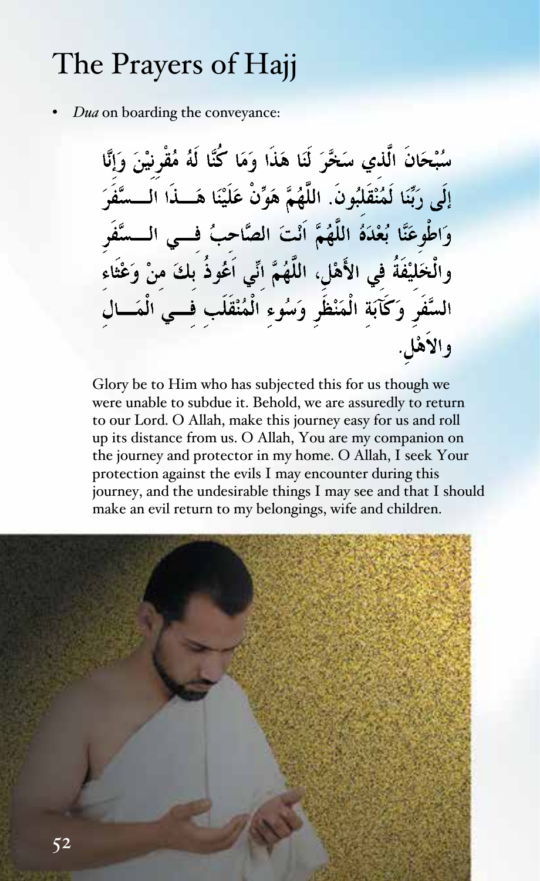# The Prayers of Hajj

- *Dua* on boarding the conveyance:

سُبْحَانَ الَّذِي سَخَّرَ لَنَا هَذَا وَمَا كُنَّا لَهُ مُقْرِنِيْنَ وَإِنَّا إِلَى رَبِّنَا لَمُنْقَلِبُونَ. اللَّهُمَّ هَوِّنْ عَلَيْنَا هَـذَا السَّفَرَ وَاطْوِعَنَّا بُعْدَهُ اللَّهُمَّ اَنْتَ الصَّاحِبُ فِـي السَّفَرِ والْخَلِيْفَةُ فِي الأَهْلِ، اللَّهُمَّ انِّي اَعُوذُ بِكَ مِنْ وَعْثَاءِ السَّفَرِ وَكَآبَةِ الْمَنْظَرِ وَسُوءِ الْمُنْقَلَبِ فِـي الْمَـالِ والاَهْلِ.

Glory be to Him who has subjected this for us though we were unable to subdue it. Behold, we are assuredly to return to our Lord. O Allah, make this journey easy for us and roll up its distance from us. O Allah, You are my companion on the journey and protector in my home. O Allah, I seek Your protection against the evils I may encounter during this journey, and the undesirable things I may see and that I should make an evil return to my belongings, wife and children.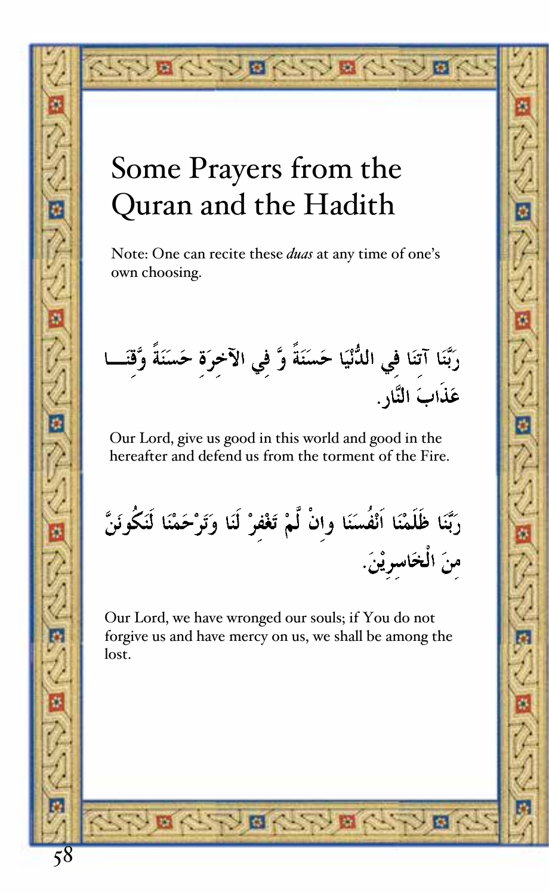# Some Prayers from the Quran and the Hadith

Note: One can recite these *duas* at any time of one's own choosing.

رَبَّنَا آتِنَا فِي الدُّنْيَا حَسَنَةً وَّ فِي الآخِرَةِ حَسَنَةً وَّقِنَـــا عَذَابَ النَّار.

Our Lord, give us good in this world and good in the hereafter and defend us from the torment of the Fire.

رَبَّنَا ظَلَمْنَا اَنْفُسَنَا واِنْ لَّمْ تَغْفِرْ لَنَا وَتَرْحَمْنَا لَنَكُونَنَّ مِنَ الْخَاسِرِيْنَ.

Our Lord, we have wronged our souls; if You do not forgive us and have mercy on us, we shall be among the lost.